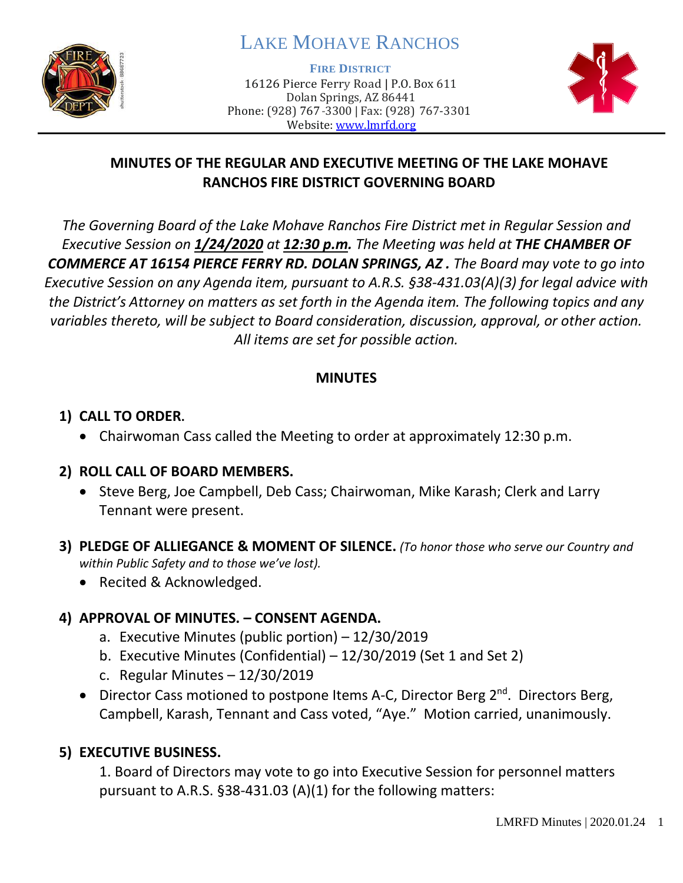# LAKE MOHAVE RANCHOS

**FIRE DISTRICT**
16126 Pierce Ferry Road | P.O. Box 611
Dolan Springs, AZ 86441
Phone: (928) 767-3300 | Fax: (928) 767-3301
Website: www.lmrfd.org

## MINUTES OF THE REGULAR AND EXECUTIVE MEETING OF THE LAKE MOHAVE RANCHOS FIRE DISTRICT GOVERNING BOARD

*The Governing Board of the Lake Mohave Ranchos Fire District met in Regular Session and Executive Session on **1/24/2020** at **12:30 p.m.** The Meeting was held at **THE CHAMBER OF COMMERCE AT 16154 PIERCE FERRY RD. DOLAN SPRINGS, AZ .** The Board may vote to go into Executive Session on any Agenda item, pursuant to A.R.S. §38-431.03(A)(3) for legal advice with the District's Attorney on matters as set forth in the Agenda item. The following topics and any variables thereto, will be subject to Board consideration, discussion, approval, or other action. All items are set for possible action.*

### MINUTES

**1) CALL TO ORDER.**
- Chairwoman Cass called the Meeting to order at approximately 12:30 p.m.

**2) ROLL CALL OF BOARD MEMBERS.**
- Steve Berg, Joe Campbell, Deb Cass; Chairwoman, Mike Karash; Clerk and Larry Tennant were present.

**3) PLEDGE OF ALLIEGANCE & MOMENT OF SILENCE.** *(To honor those who serve our Country and within Public Safety and to those we've lost).*
- Recited & Acknowledged.

**4) APPROVAL OF MINUTES. – CONSENT AGENDA.**
  a. Executive Minutes (public portion) – 12/30/2019
  b. Executive Minutes (Confidential) – 12/30/2019 (Set 1 and Set 2)
  c. Regular Minutes – 12/30/2019
- Director Cass motioned to postpone Items A-C, Director Berg 2nd. Directors Berg, Campbell, Karash, Tennant and Cass voted, "Aye." Motion carried, unanimously.

**5) EXECUTIVE BUSINESS.**

1. Board of Directors may vote to go into Executive Session for personnel matters pursuant to A.R.S. §38-431.03 (A)(1) for the following matters: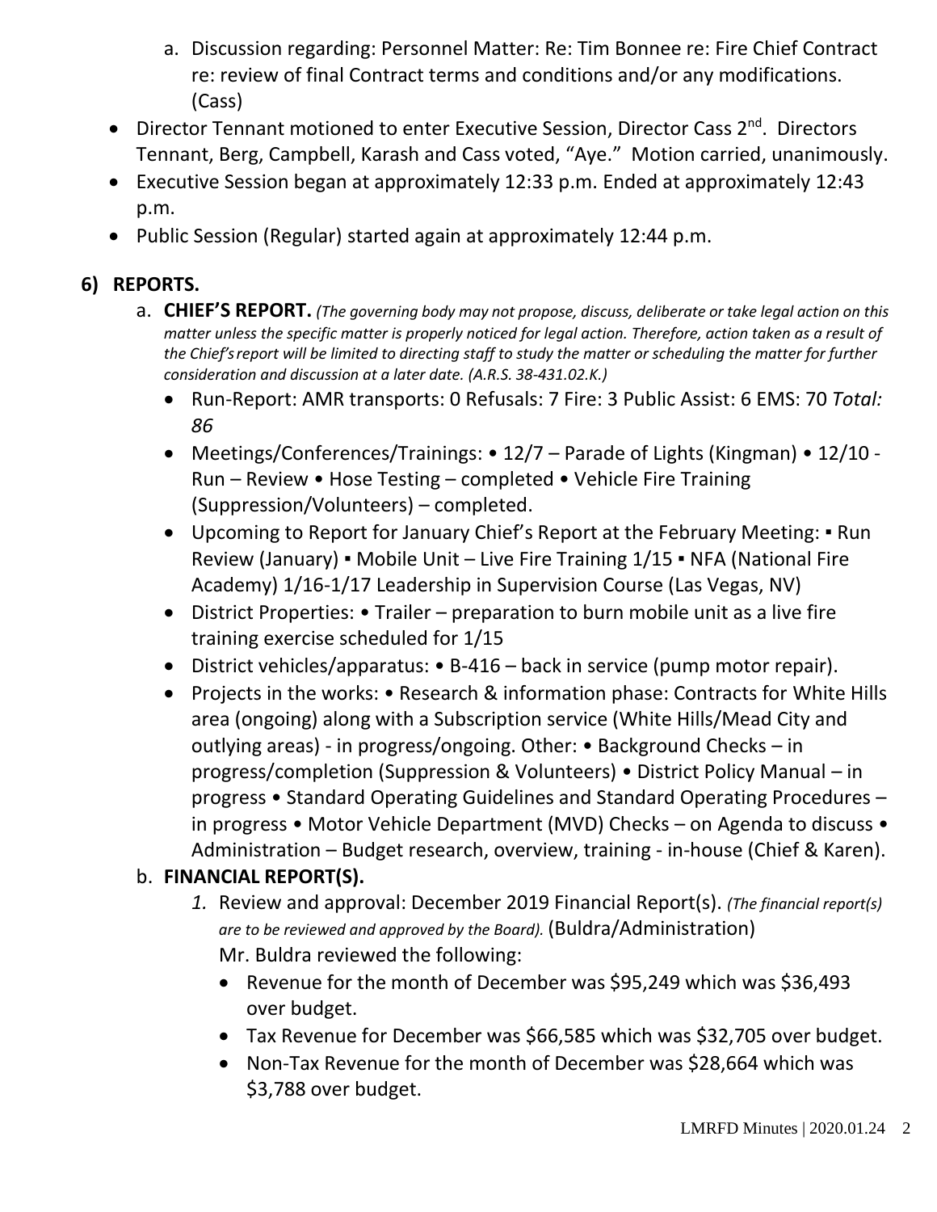a. Discussion regarding: Personnel Matter: Re: Tim Bonnee re: Fire Chief Contract re: review of final Contract terms and conditions and/or any modifications. (Cass)

- Director Tennant motioned to enter Executive Session, Director Cass 2nd. Directors Tennant, Berg, Campbell, Karash and Cass voted, "Aye." Motion carried, unanimously.
- Executive Session began at approximately 12:33 p.m. Ended at approximately 12:43 p.m.
- Public Session (Regular) started again at approximately 12:44 p.m.

## 6) REPORTS.

a. **CHIEF'S REPORT.** *(The governing body may not propose, discuss, deliberate or take legal action on this matter unless the specific matter is properly noticed for legal action. Therefore, action taken as a result of the Chief's report will be limited to directing staff to study the matter or scheduling the matter for further consideration and discussion at a later date. (A.R.S. 38-431.02.K.)*

- Run-Report: AMR transports: 0 Refusals: 7 Fire: 3 Public Assist: 6 EMS: 70 *Total: 86*
- Meetings/Conferences/Trainings: • 12/7 – Parade of Lights (Kingman) • 12/10 - Run – Review • Hose Testing – completed • Vehicle Fire Training (Suppression/Volunteers) – completed.
- Upcoming to Report for January Chief's Report at the February Meeting: ▪ Run Review (January) ▪ Mobile Unit – Live Fire Training 1/15 ▪ NFA (National Fire Academy) 1/16-1/17 Leadership in Supervision Course (Las Vegas, NV)
- District Properties: • Trailer – preparation to burn mobile unit as a live fire training exercise scheduled for 1/15
- District vehicles/apparatus: • B-416 – back in service (pump motor repair).
- Projects in the works: • Research & information phase: Contracts for White Hills area (ongoing) along with a Subscription service (White Hills/Mead City and outlying areas) - in progress/ongoing. Other: • Background Checks – in progress/completion (Suppression & Volunteers) • District Policy Manual – in progress • Standard Operating Guidelines and Standard Operating Procedures – in progress • Motor Vehicle Department (MVD) Checks – on Agenda to discuss • Administration – Budget research, overview, training - in-house (Chief & Karen).

b. **FINANCIAL REPORT(S).**

1. Review and approval: December 2019 Financial Report(s). *(The financial report(s) are to be reviewed and approved by the Board).* (Buldra/Administration)
   Mr. Buldra reviewed the following:
   - Revenue for the month of December was $95,249 which was $36,493 over budget.
   - Tax Revenue for December was $66,585 which was $32,705 over budget.
   - Non-Tax Revenue for the month of December was $28,664 which was $3,788 over budget.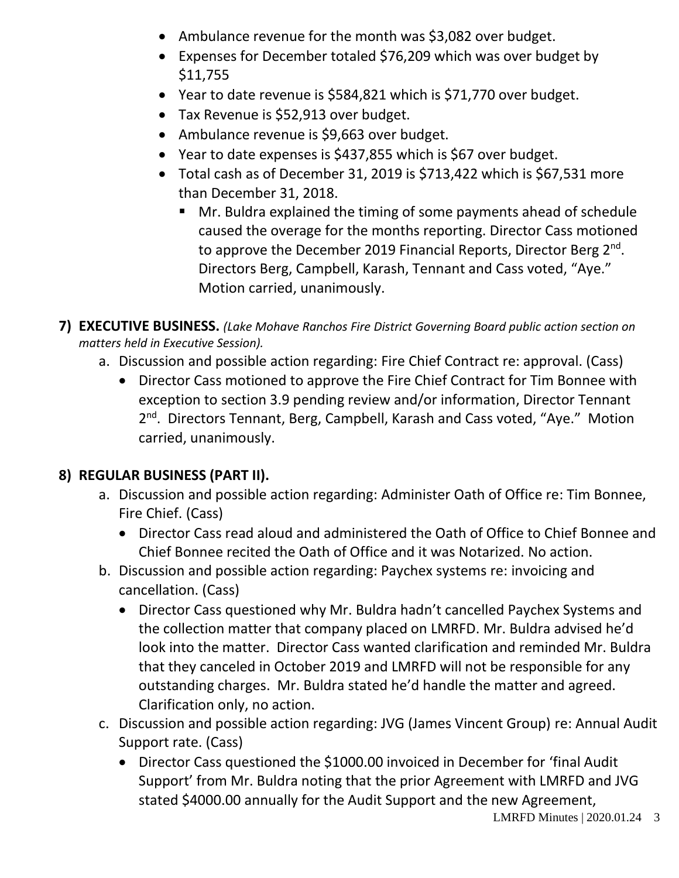- Ambulance revenue for the month was $3,082 over budget.
- Expenses for December totaled $76,209 which was over budget by $11,755
- Year to date revenue is $584,821 which is $71,770 over budget.
- Tax Revenue is $52,913 over budget.
- Ambulance revenue is $9,663 over budget.
- Year to date expenses is $437,855 which is $67 over budget.
- Total cash as of December 31, 2019 is $713,422 which is $67,531 more than December 31, 2018.
  - Mr. Buldra explained the timing of some payments ahead of schedule caused the overage for the months reporting. Director Cass motioned to approve the December 2019 Financial Reports, Director Berg 2nd. Directors Berg, Campbell, Karash, Tennant and Cass voted, "Aye." Motion carried, unanimously.

**7) EXECUTIVE BUSINESS.** *(Lake Mohave Ranchos Fire District Governing Board public action section on matters held in Executive Session).*

a. Discussion and possible action regarding: Fire Chief Contract re: approval. (Cass)
   - Director Cass motioned to approve the Fire Chief Contract for Tim Bonnee with exception to section 3.9 pending review and/or information, Director Tennant 2nd. Directors Tennant, Berg, Campbell, Karash and Cass voted, "Aye." Motion carried, unanimously.

**8) REGULAR BUSINESS (PART II).**

a. Discussion and possible action regarding: Administer Oath of Office re: Tim Bonnee, Fire Chief. (Cass)
   - Director Cass read aloud and administered the Oath of Office to Chief Bonnee and Chief Bonnee recited the Oath of Office and it was Notarized. No action.

b. Discussion and possible action regarding: Paychex systems re: invoicing and cancellation. (Cass)
   - Director Cass questioned why Mr. Buldra hadn't cancelled Paychex Systems and the collection matter that company placed on LMRFD. Mr. Buldra advised he'd look into the matter. Director Cass wanted clarification and reminded Mr. Buldra that they canceled in October 2019 and LMRFD will not be responsible for any outstanding charges. Mr. Buldra stated he'd handle the matter and agreed. Clarification only, no action.

c. Discussion and possible action regarding: JVG (James Vincent Group) re: Annual Audit Support rate. (Cass)
   - Director Cass questioned the $1000.00 invoiced in December for 'final Audit Support' from Mr. Buldra noting that the prior Agreement with LMRFD and JVG stated $4000.00 annually for the Audit Support and the new Agreement,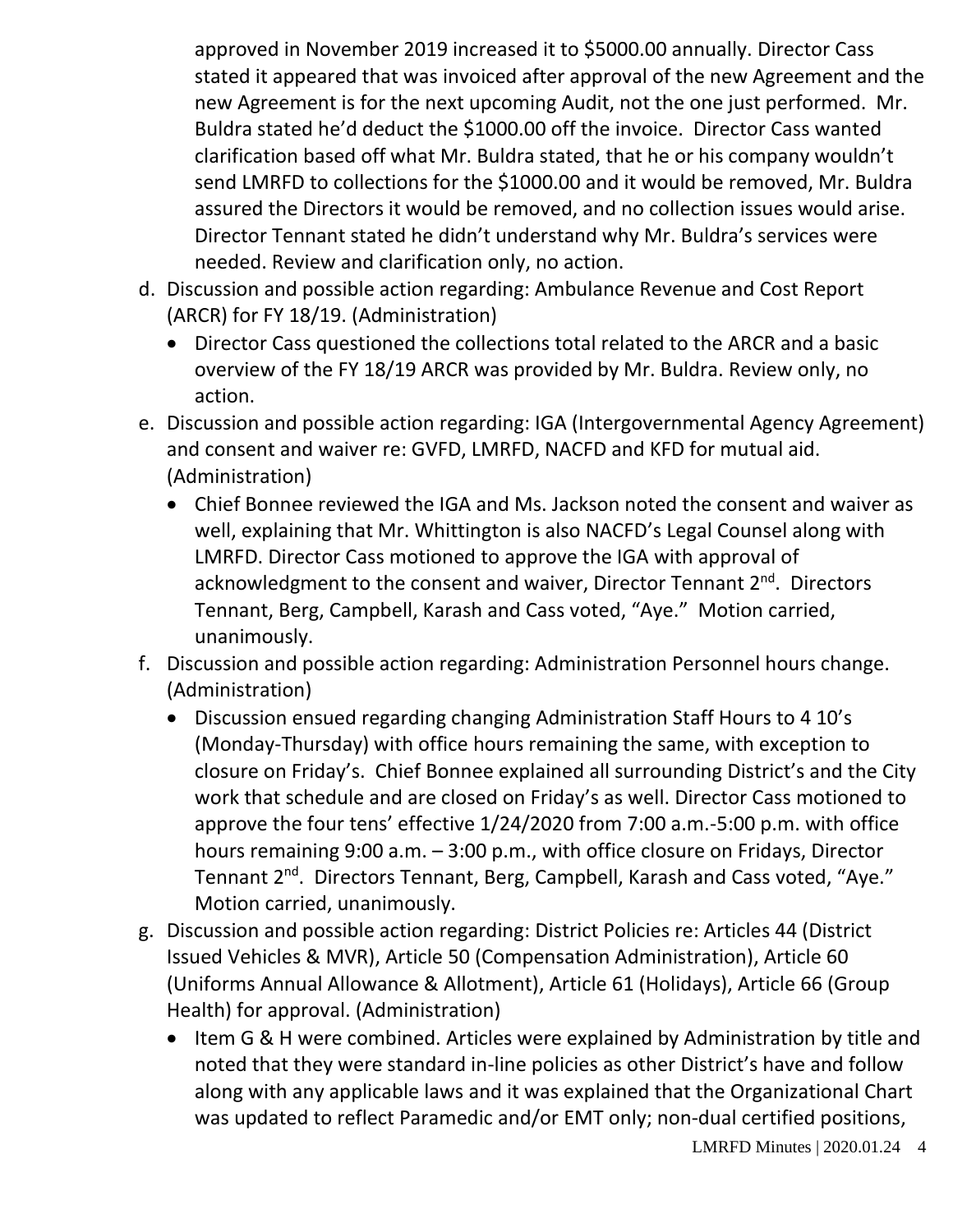approved in November 2019 increased it to $5000.00 annually. Director Cass stated it appeared that was invoiced after approval of the new Agreement and the new Agreement is for the next upcoming Audit, not the one just performed. Mr. Buldra stated he'd deduct the $1000.00 off the invoice. Director Cass wanted clarification based off what Mr. Buldra stated, that he or his company wouldn't send LMRFD to collections for the $1000.00 and it would be removed, Mr. Buldra assured the Directors it would be removed, and no collection issues would arise. Director Tennant stated he didn't understand why Mr. Buldra's services were needed. Review and clarification only, no action.

d. Discussion and possible action regarding: Ambulance Revenue and Cost Report (ARCR) for FY 18/19. (Administration)
   - Director Cass questioned the collections total related to the ARCR and a basic overview of the FY 18/19 ARCR was provided by Mr. Buldra. Review only, no action.

e. Discussion and possible action regarding: IGA (Intergovernmental Agency Agreement) and consent and waiver re: GVFD, LMRFD, NACFD and KFD for mutual aid. (Administration)
   - Chief Bonnee reviewed the IGA and Ms. Jackson noted the consent and waiver as well, explaining that Mr. Whittington is also NACFD's Legal Counsel along with LMRFD. Director Cass motioned to approve the IGA with approval of acknowledgment to the consent and waiver, Director Tennant 2nd. Directors Tennant, Berg, Campbell, Karash and Cass voted, "Aye." Motion carried, unanimously.

f. Discussion and possible action regarding: Administration Personnel hours change. (Administration)
   - Discussion ensued regarding changing Administration Staff Hours to 4 10's (Monday-Thursday) with office hours remaining the same, with exception to closure on Friday's. Chief Bonnee explained all surrounding District's and the City work that schedule and are closed on Friday's as well. Director Cass motioned to approve the four tens' effective 1/24/2020 from 7:00 a.m.-5:00 p.m. with office hours remaining 9:00 a.m. – 3:00 p.m., with office closure on Fridays, Director Tennant 2nd. Directors Tennant, Berg, Campbell, Karash and Cass voted, "Aye." Motion carried, unanimously.

g. Discussion and possible action regarding: District Policies re: Articles 44 (District Issued Vehicles & MVR), Article 50 (Compensation Administration), Article 60 (Uniforms Annual Allowance & Allotment), Article 61 (Holidays), Article 66 (Group Health) for approval. (Administration)
   - Item G & H were combined. Articles were explained by Administration by title and noted that they were standard in-line policies as other District's have and follow along with any applicable laws and it was explained that the Organizational Chart was updated to reflect Paramedic and/or EMT only; non-dual certified positions,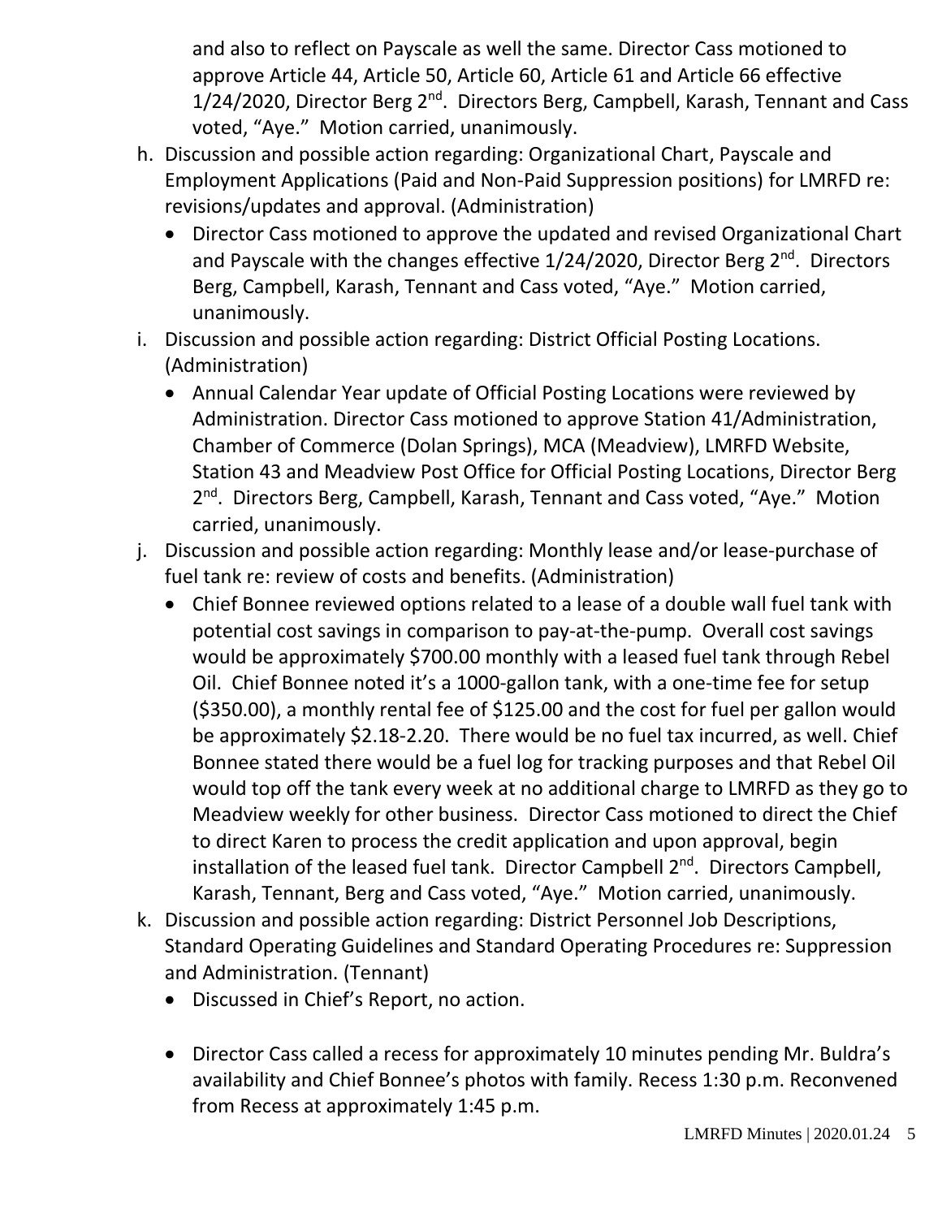and also to reflect on Payscale as well the same. Director Cass motioned to approve Article 44, Article 50, Article 60, Article 61 and Article 66 effective 1/24/2020, Director Berg 2nd. Directors Berg, Campbell, Karash, Tennant and Cass voted, "Aye." Motion carried, unanimously.

h. Discussion and possible action regarding: Organizational Chart, Payscale and Employment Applications (Paid and Non-Paid Suppression positions) for LMRFD re: revisions/updates and approval. (Administration)
   - Director Cass motioned to approve the updated and revised Organizational Chart and Payscale with the changes effective 1/24/2020, Director Berg 2nd. Directors Berg, Campbell, Karash, Tennant and Cass voted, "Aye." Motion carried, unanimously.

i. Discussion and possible action regarding: District Official Posting Locations. (Administration)
   - Annual Calendar Year update of Official Posting Locations were reviewed by Administration. Director Cass motioned to approve Station 41/Administration, Chamber of Commerce (Dolan Springs), MCA (Meadview), LMRFD Website, Station 43 and Meadview Post Office for Official Posting Locations, Director Berg 2nd. Directors Berg, Campbell, Karash, Tennant and Cass voted, "Aye." Motion carried, unanimously.

j. Discussion and possible action regarding: Monthly lease and/or lease-purchase of fuel tank re: review of costs and benefits. (Administration)
   - Chief Bonnee reviewed options related to a lease of a double wall fuel tank with potential cost savings in comparison to pay-at-the-pump. Overall cost savings would be approximately $700.00 monthly with a leased fuel tank through Rebel Oil. Chief Bonnee noted it's a 1000-gallon tank, with a one-time fee for setup ($350.00), a monthly rental fee of $125.00 and the cost for fuel per gallon would be approximately $2.18-2.20. There would be no fuel tax incurred, as well. Chief Bonnee stated there would be a fuel log for tracking purposes and that Rebel Oil would top off the tank every week at no additional charge to LMRFD as they go to Meadview weekly for other business. Director Cass motioned to direct the Chief to direct Karen to process the credit application and upon approval, begin installation of the leased fuel tank. Director Campbell 2nd. Directors Campbell, Karash, Tennant, Berg and Cass voted, "Aye." Motion carried, unanimously.

k. Discussion and possible action regarding: District Personnel Job Descriptions, Standard Operating Guidelines and Standard Operating Procedures re: Suppression and Administration. (Tennant)
   - Discussed in Chief's Report, no action.

   - Director Cass called a recess for approximately 10 minutes pending Mr. Buldra's availability and Chief Bonnee's photos with family. Recess 1:30 p.m. Reconvened from Recess at approximately 1:45 p.m.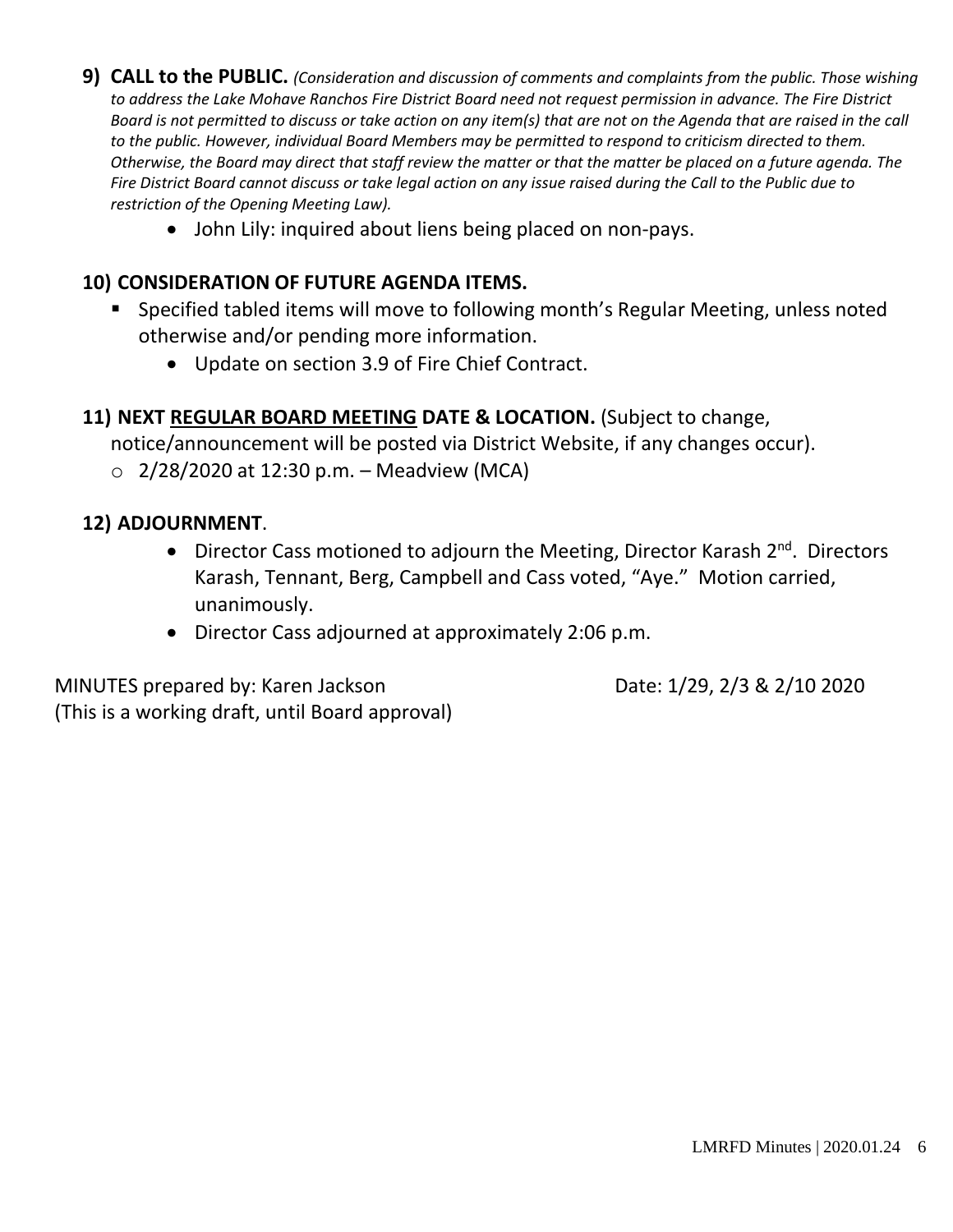**9) CALL to the PUBLIC.** *(Consideration and discussion of comments and complaints from the public. Those wishing to address the Lake Mohave Ranchos Fire District Board need not request permission in advance. The Fire District Board is not permitted to discuss or take action on any item(s) that are not on the Agenda that are raised in the call to the public. However, individual Board Members may be permitted to respond to criticism directed to them. Otherwise, the Board may direct that staff review the matter or that the matter be placed on a future agenda. The Fire District Board cannot discuss or take legal action on any issue raised during the Call to the Public due to restriction of the Opening Meeting Law).*

- John Lily: inquired about liens being placed on non-pays.

**10) CONSIDERATION OF FUTURE AGENDA ITEMS.**

- Specified tabled items will move to following month's Regular Meeting, unless noted otherwise and/or pending more information.
  - Update on section 3.9 of Fire Chief Contract.

**11) NEXT REGULAR BOARD MEETING DATE & LOCATION.** (Subject to change, notice/announcement will be posted via District Website, if any changes occur).

- 2/28/2020 at 12:30 p.m. – Meadview (MCA)

**12) ADJOURNMENT**.

- Director Cass motioned to adjourn the Meeting, Director Karash 2nd. Directors Karash, Tennant, Berg, Campbell and Cass voted, "Aye." Motion carried, unanimously.
- Director Cass adjourned at approximately 2:06 p.m.

MINUTES prepared by: Karen Jackson Date: 1/29, 2/3 & 2/10 2020
(This is a working draft, until Board approval)